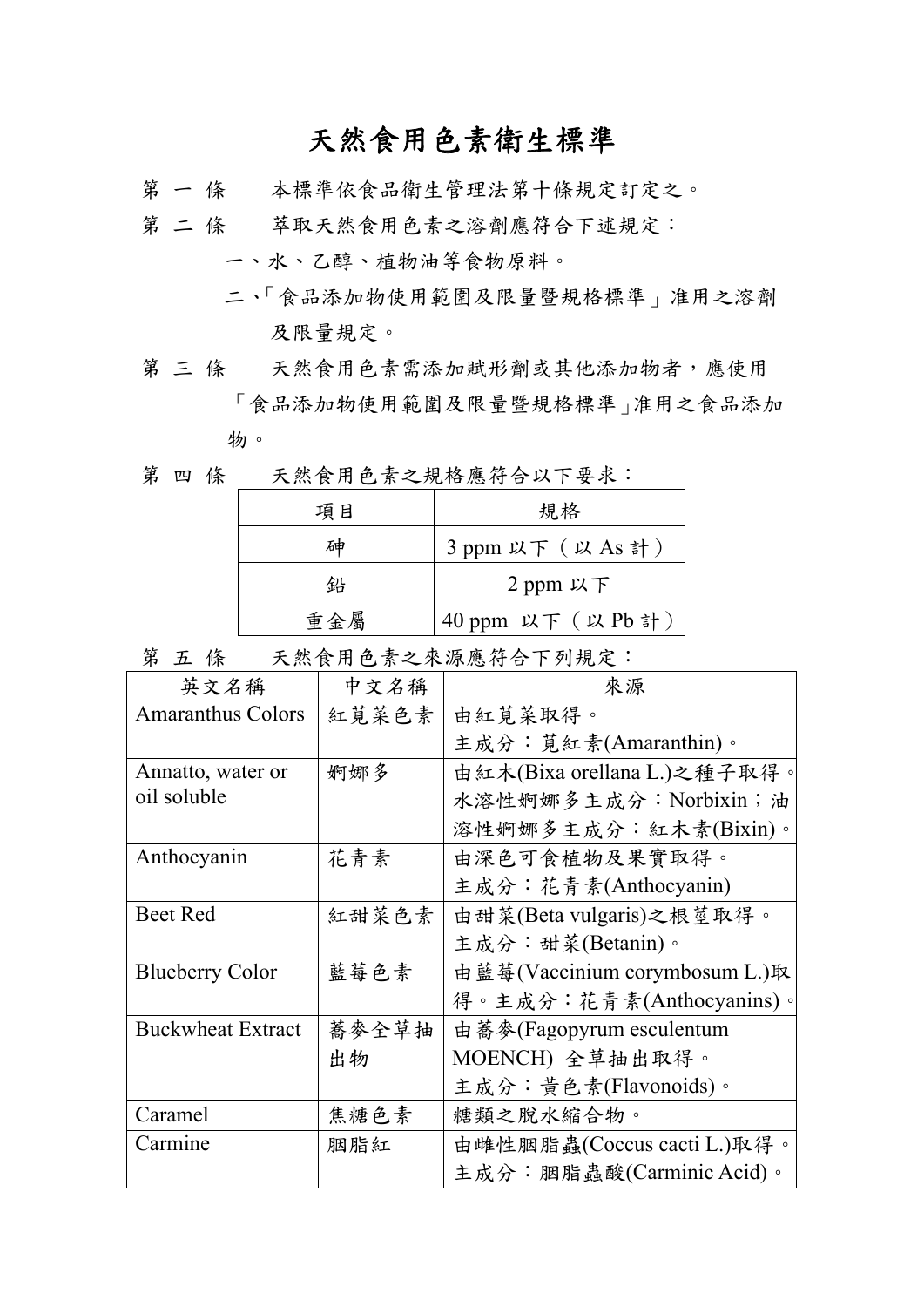# 天然食用色素衛生標準

第 一 條　　本標準依食品衛生管理法第十條規定訂定之。

第 二 條　　萃取天然食用色素之溶劑應符合下述規定：

一、水、乙醇、植物油等食物原料。

二、「食品添加物使用範圍及限量暨規格標準」准用之溶劑及限量規定。

第 三 條　　天然食用色素需添加賦形劑或其他添加物者，應使用「食品添加物使用範圍及限量暨規格標準」准用之食品添加物。

第 四 條　　天然食用色素之規格應符合以下要求：

| 項目 | 規格 |
| --- | --- |
| 砷 | 3 ppm 以下（以 As 計） |
| 鉛 | 2 ppm 以下 |
| 重金屬 | 40 ppm 以下（以 Pb 計） |

第 五 條　　天然食用色素之來源應符合下列規定：

| 英文名稱 | 中文名稱 | 來源 |
| --- | --- | --- |
| Amaranthus Colors | 紅莧菜色素 | 由紅莧菜取得。主成分：莧紅素(Amaranthin)。 |
| Annatto, water or oil soluble | 婀娜多 | 由紅木(Bixa orellana L.)之種子取得。水溶性婀娜多主成分：Norbixin；油溶性婀娜多主成分：紅木素(Bixin)。 |
| Anthocyanin | 花青素 | 由深色可食植物及果實取得。主成分：花青素(Anthocyanin) |
| Beet Red | 紅甜菜色素 | 由甜菜(Beta vulgaris)之根莖取得。主成分：甜菜(Betanin)。 |
| Blueberry Color | 藍莓色素 | 由藍莓(Vaccinium corymbosum L.)取得。主成分：花青素(Anthocyanins)。 |
| Buckwheat Extract | 蕎麥全草抽出物 | 由蕎麥(Fagopyrum esculentum MOENCH) 全草抽出取得。主成分：黃色素(Flavonoids)。 |
| Caramel | 焦糖色素 | 糖類之脫水縮合物。 |
| Carmine | 胭脂紅 | 由雌性胭脂蟲(Coccus cacti L.)取得。主成分：胭脂蟲酸(Carminic Acid)。 |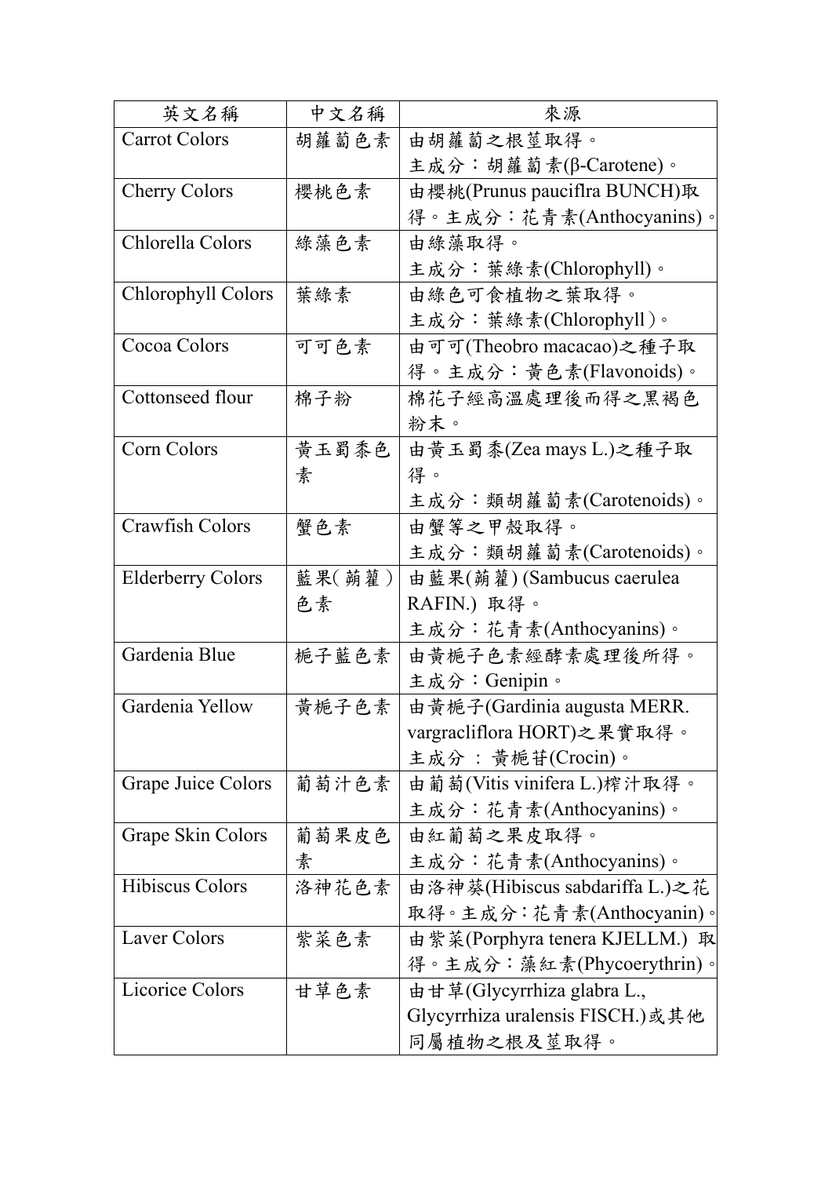| 英文名稱 | 中文名稱 | 來源 |
| --- | --- | --- |
| Carrot Colors | 胡蘿蔔色素 | 由胡蘿蔔之根莖取得。<br>主成分：胡蘿蔔素(β-Carotene)。 |
| Cherry Colors | 櫻桃色素 | 由櫻桃(Prunus pauciflra BUNCH)取得。主成分：花青素(Anthocyanins)。 |
| Chlorella Colors | 綠藻色素 | 由綠藻取得。<br>主成分：葉綠素(Chlorophyll)。 |
| Chlorophyll Colors | 葉綠素 | 由綠色可食植物之葉取得。<br>主成分：葉綠素(Chlorophyll)。 |
| Cocoa Colors | 可可色素 | 由可可(Theobro macacao)之種子取得。主成分：黃色素(Flavonoids)。 |
| Cottonseed flour | 棉子粉 | 棉花子經高溫處理後而得之黑褐色粉末。 |
| Corn Colors | 黃玉蜀黍色素 | 由黃玉蜀黍(Zea mays L.)之種子取得。<br>主成分：類胡蘿蔔素(Carotenoids)。 |
| Crawfish Colors | 蟹色素 | 由蟹等之甲殼取得。<br>主成分：類胡蘿蔔素(Carotenoids)。 |
| Elderberry Colors | 藍果(蒴藋)色素 | 由藍果(蒴藋) (Sambucus caerulea RAFIN.) 取得。<br>主成分：花青素(Anthocyanins)。 |
| Gardenia Blue | 梔子藍色素 | 由黃梔子色素經酵素處理後所得。<br>主成分：Genipin。 |
| Gardenia Yellow | 黃梔子色素 | 由黃梔子(Gardinia augusta MERR. vargracliflora HORT)之果實取得。<br>主成分 ： 黃梔苷(Crocin)。 |
| Grape Juice Colors | 葡萄汁色素 | 由葡萄(Vitis vinifera L.)榨汁取得。<br>主成分：花青素(Anthocyanins)。 |
| Grape Skin Colors | 葡萄果皮色素 | 由紅葡萄之果皮取得。<br>主成分：花青素(Anthocyanins)。 |
| Hibiscus Colors | 洛神花色素 | 由洛神葵(Hibiscus sabdariffa L.)之花取得。主成分：花青素(Anthocyanin)。 |
| Laver Colors | 紫菜色素 | 由紫菜(Porphyra tenera KJELLM.) 取得。主成分：藻紅素(Phycoerythrin)。 |
| Licorice Colors | 甘草色素 | 由甘草(Glycyrrhiza glabra L., Glycyrrhiza uralensis FISCH.)或其他同屬植物之根及莖取得。 |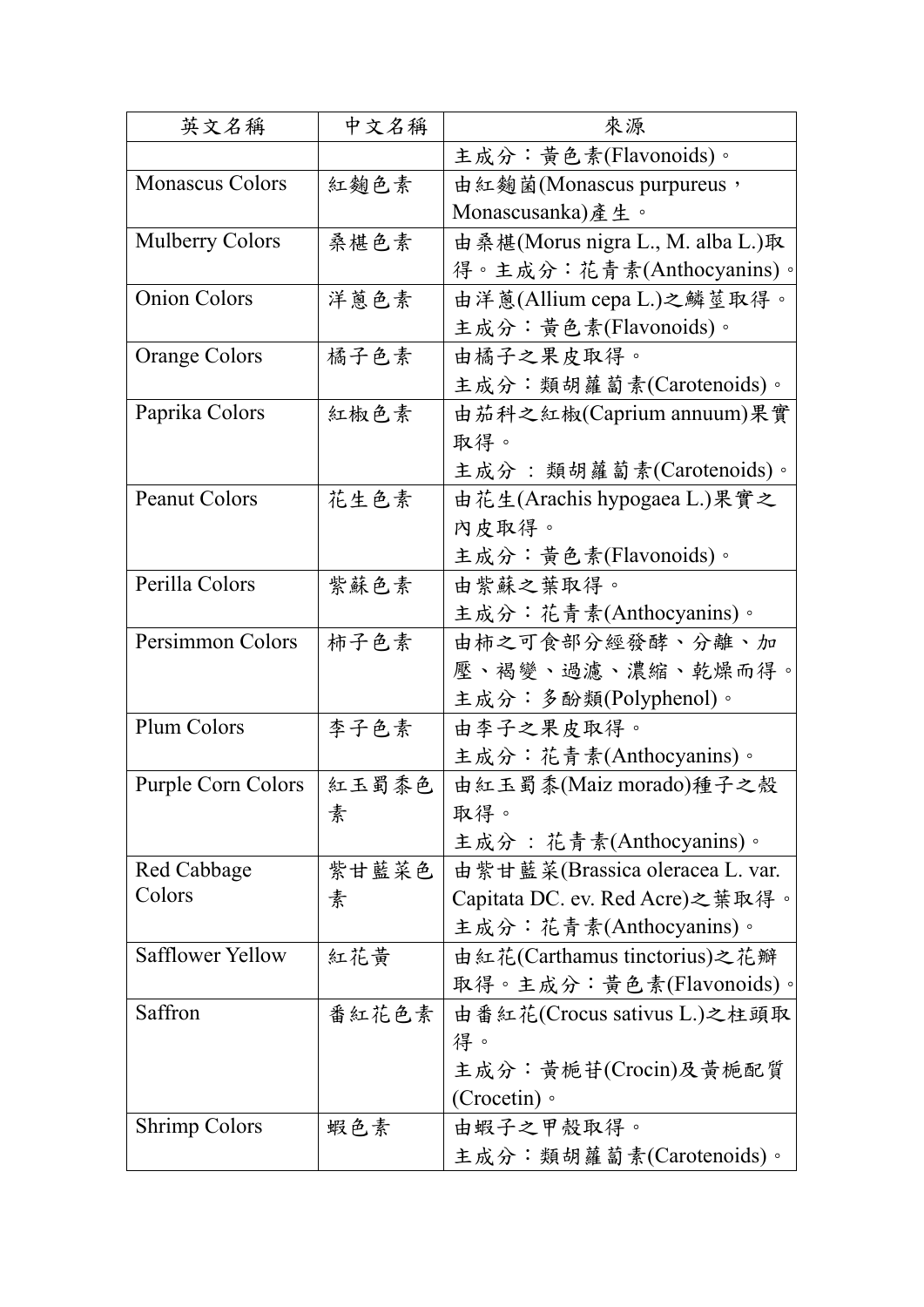| 英文名稱 | 中文名稱 | 來源 |
| --- | --- | --- |
| | | 主成分：黃色素(Flavonoids)。 |
| Monascus Colors | 紅麴色素 | 由紅麴菌(Monascus purpureus，Monascusanka)產生。 |
| Mulberry Colors | 桑椹色素 | 由桑椹(Morus nigra L., M. alba L.)取得。主成分：花青素(Anthocyanins)。 |
| Onion Colors | 洋蔥色素 | 由洋蔥(Allium cepa L.)之鱗莖取得。主成分：黃色素(Flavonoids)。 |
| Orange Colors | 橘子色素 | 由橘子之果皮取得。主成分：類胡蘿蔔素(Carotenoids)。 |
| Paprika Colors | 紅椒色素 | 由茄科之紅椒(Caprium annuum)果實取得。主成分：類胡蘿蔔素(Carotenoids)。 |
| Peanut Colors | 花生色素 | 由花生(Arachis hypogaea L.)果實之內皮取得。主成分：黃色素(Flavonoids)。 |
| Perilla Colors | 紫蘇色素 | 由紫蘇之葉取得。主成分：花青素(Anthocyanins)。 |
| Persimmon Colors | 柿子色素 | 由柿之可食部分經發酵、分離、加壓、褐變、過濾、濃縮、乾燥而得。主成分：多酚類(Polyphenol)。 |
| Plum Colors | 李子色素 | 由李子之果皮取得。主成分：花青素(Anthocyanins)。 |
| Purple Corn Colors | 紅玉蜀黍色素 | 由紅玉蜀黍(Maiz morado)種子之殼取得。主成分：花青素(Anthocyanins)。 |
| Red Cabbage Colors | 紫甘藍菜色素 | 由紫甘藍菜(Brassica oleracea L. var. Capitata DC. ev. Red Acre)之葉取得。主成分：花青素(Anthocyanins)。 |
| Safflower Yellow | 紅花黃 | 由紅花(Carthamus tinctorius)之花瓣取得。主成分：黃色素(Flavonoids)。 |
| Saffron | 番紅花色素 | 由番紅花(Crocus sativus L.)之柱頭取得。主成分：黃梔苷(Crocin)及黃梔配質(Crocetin)。 |
| Shrimp Colors | 蝦色素 | 由蝦子之甲殼取得。主成分：類胡蘿蔔素(Carotenoids)。 |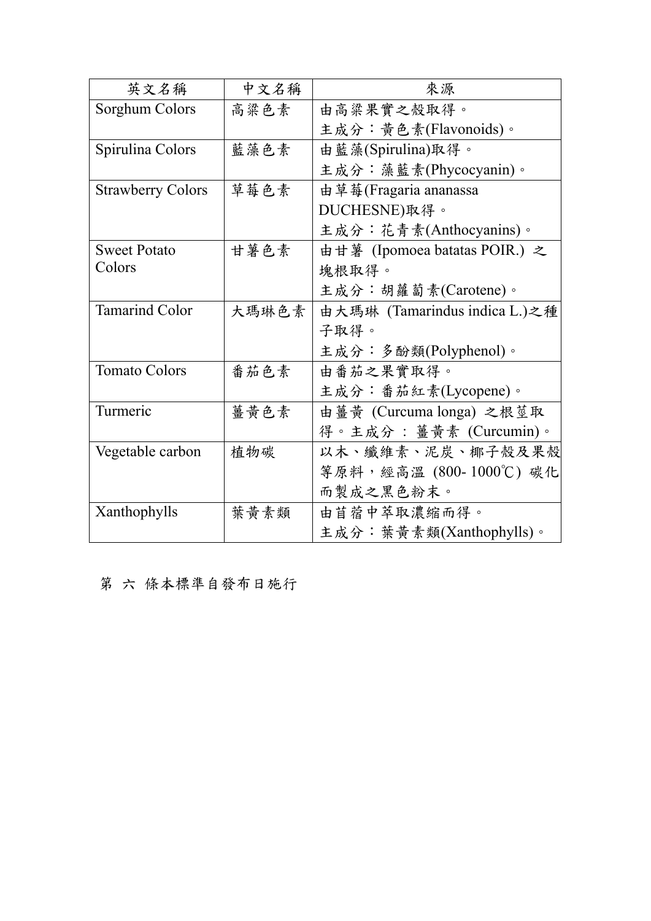| 英文名稱 | 中文名稱 | 來源 |
| --- | --- | --- |
| Sorghum Colors | 高粱色素 | 由高粱果實之殼取得。<br>主成分：黃色素(Flavonoids)。 |
| Spirulina Colors | 藍藻色素 | 由藍藻(Spirulina)取得。<br>主成分：藻藍素(Phycocyanin)。 |
| Strawberry Colors | 草莓色素 | 由草莓(Fragaria ananassa DUCHESNE)取得。<br>主成分：花青素(Anthocyanins)。 |
| Sweet Potato Colors | 甘薯色素 | 由甘薯 (Ipomoea batatas POIR.) 之塊根取得。<br>主成分：胡蘿蔔素(Carotene)。 |
| Tamarind Color | 大瑪琳色素 | 由大瑪琳 (Tamarindus indica L.)之種子取得。<br>主成分：多酚類(Polyphenol)。 |
| Tomato Colors | 番茄色素 | 由番茄之果實取得。<br>主成分：番茄紅素(Lycopene)。 |
| Turmeric | 薑黃色素 | 由薑黃 (Curcuma longa) 之根莖取得。主成分：薑黃素 (Curcumin)。 |
| Vegetable carbon | 植物碳 | 以木、纖維素、泥炭、椰子殼及果殼等原料，經高溫 (800- 1000℃) 碳化而製成之黑色粉末。 |
| Xanthophylls | 葉黃素類 | 由苜蓿中萃取濃縮而得。<br>主成分：葉黃素類(Xanthophylls)。 |

第 六 條本標準自發布日施行